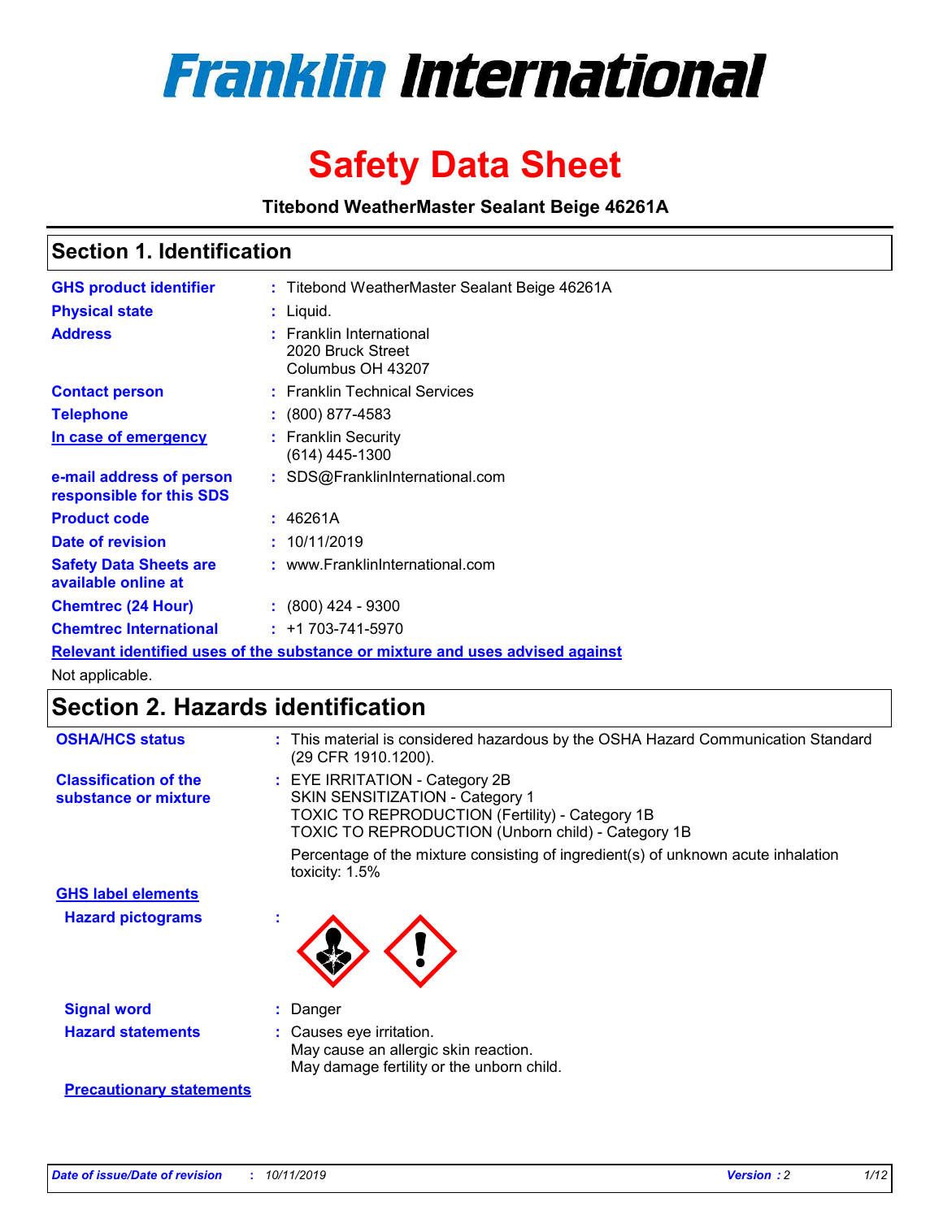# Franklin International

# Safety Data Sheet

**Titebond WeatherMaster Sealant Beige 46261A**

## Section 1. Identification

| | | |
|---|---|---|
| **GHS product identifier** | : | Titebond WeatherMaster Sealant Beige 46261A |
| **Physical state** | : | Liquid. |
| **Address** | : | Franklin International<br>2020 Bruck Street<br>Columbus OH 43207 |
| **Contact person** | : | Franklin Technical Services |
| **Telephone** | : | (800) 877-4583 |
| **In case of emergency** | : | Franklin Security<br>(614) 445-1300 |
| **e-mail address of person responsible for this SDS** | : | SDS@FranklinInternational.com |
| **Product code** | : | 46261A |
| **Date of revision** | : | 10/11/2019 |
| **Safety Data Sheets are available online at** | : | www.FranklinInternational.com |
| **Chemtrec (24 Hour)** | : | (800) 424 - 9300 |
| **Chemtrec International** | : | +1 703-741-5970 |

**Relevant identified uses of the substance or mixture and uses advised against**

Not applicable.

## Section 2. Hazards identification

| | | |
|---|---|---|
| **OSHA/HCS status** | : | This material is considered hazardous by the OSHA Hazard Communication Standard (29 CFR 1910.1200). |
| **Classification of the substance or mixture** | : | EYE IRRITATION - Category 2B<br>SKIN SENSITIZATION - Category 1<br>TOXIC TO REPRODUCTION (Fertility) - Category 1B<br>TOXIC TO REPRODUCTION (Unborn child) - Category 1B<br><br>Percentage of the mixture consisting of ingredient(s) of unknown acute inhalation toxicity: 1.5% |

**GHS label elements**

| | | |
|---|---|---|
| **Hazard pictograms** | : | |
| **Signal word** | : | Danger |
| **Hazard statements** | : | Causes eye irritation.<br>May cause an allergic skin reaction.<br>May damage fertility or the unborn child. |

**Precautionary statements**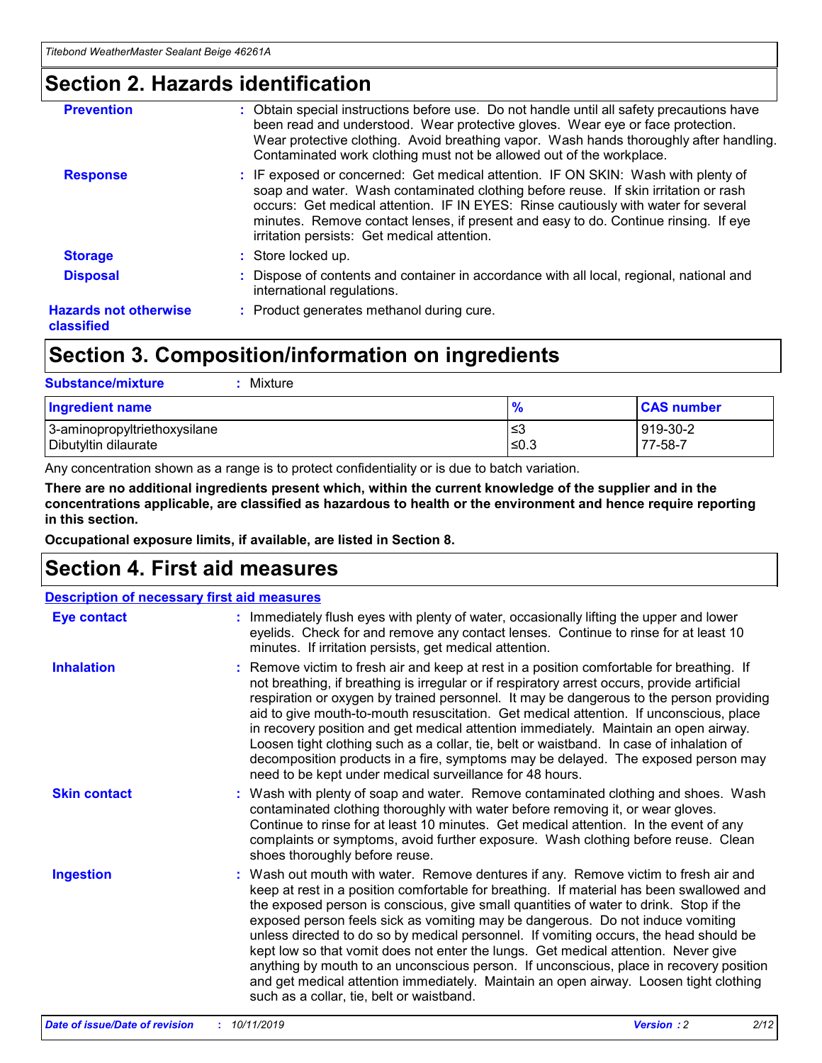## Section 2. Hazards identification

**Prevention** : Obtain special instructions before use. Do not handle until all safety precautions have been read and understood. Wear protective gloves. Wear eye or face protection. Wear protective clothing. Avoid breathing vapor. Wash hands thoroughly after handling. Contaminated work clothing must not be allowed out of the workplace.

**Response** : IF exposed or concerned: Get medical attention. IF ON SKIN: Wash with plenty of soap and water. Wash contaminated clothing before reuse. If skin irritation or rash occurs: Get medical attention. IF IN EYES: Rinse cautiously with water for several minutes. Remove contact lenses, if present and easy to do. Continue rinsing. If eye irritation persists: Get medical attention.

**Storage** : Store locked up.

**Disposal** : Dispose of contents and container in accordance with all local, regional, national and international regulations.

**Hazards not otherwise classified** : Product generates methanol during cure.

## Section 3. Composition/information on ingredients

**Substance/mixture** : Mixture

| Ingredient name | % | CAS number |
|---|---|---|
| 3-aminopropyltriethoxysilane | ≤3 | 919-30-2 |
| Dibutyltin dilaurate | ≤0.3 | 77-58-7 |

Any concentration shown as a range is to protect confidentiality or is due to batch variation.

**There are no additional ingredients present which, within the current knowledge of the supplier and in the concentrations applicable, are classified as hazardous to health or the environment and hence require reporting in this section.**

**Occupational exposure limits, if available, are listed in Section 8.**

## Section 4. First aid measures

**Description of necessary first aid measures**

**Eye contact** : Immediately flush eyes with plenty of water, occasionally lifting the upper and lower eyelids. Check for and remove any contact lenses. Continue to rinse for at least 10 minutes. If irritation persists, get medical attention.

**Inhalation** : Remove victim to fresh air and keep at rest in a position comfortable for breathing. If not breathing, if breathing is irregular or if respiratory arrest occurs, provide artificial respiration or oxygen by trained personnel. It may be dangerous to the person providing aid to give mouth-to-mouth resuscitation. Get medical attention. If unconscious, place in recovery position and get medical attention immediately. Maintain an open airway. Loosen tight clothing such as a collar, tie, belt or waistband. In case of inhalation of decomposition products in a fire, symptoms may be delayed. The exposed person may need to be kept under medical surveillance for 48 hours.

**Skin contact** : Wash with plenty of soap and water. Remove contaminated clothing and shoes. Wash contaminated clothing thoroughly with water before removing it, or wear gloves. Continue to rinse for at least 10 minutes. Get medical attention. In the event of any complaints or symptoms, avoid further exposure. Wash clothing before reuse. Clean shoes thoroughly before reuse.

**Ingestion** : Wash out mouth with water. Remove dentures if any. Remove victim to fresh air and keep at rest in a position comfortable for breathing. If material has been swallowed and the exposed person is conscious, give small quantities of water to drink. Stop if the exposed person feels sick as vomiting may be dangerous. Do not induce vomiting unless directed to do so by medical personnel. If vomiting occurs, the head should be kept low so that vomit does not enter the lungs. Get medical attention. Never give anything by mouth to an unconscious person. If unconscious, place in recovery position and get medical attention immediately. Maintain an open airway. Loosen tight clothing such as a collar, tie, belt or waistband.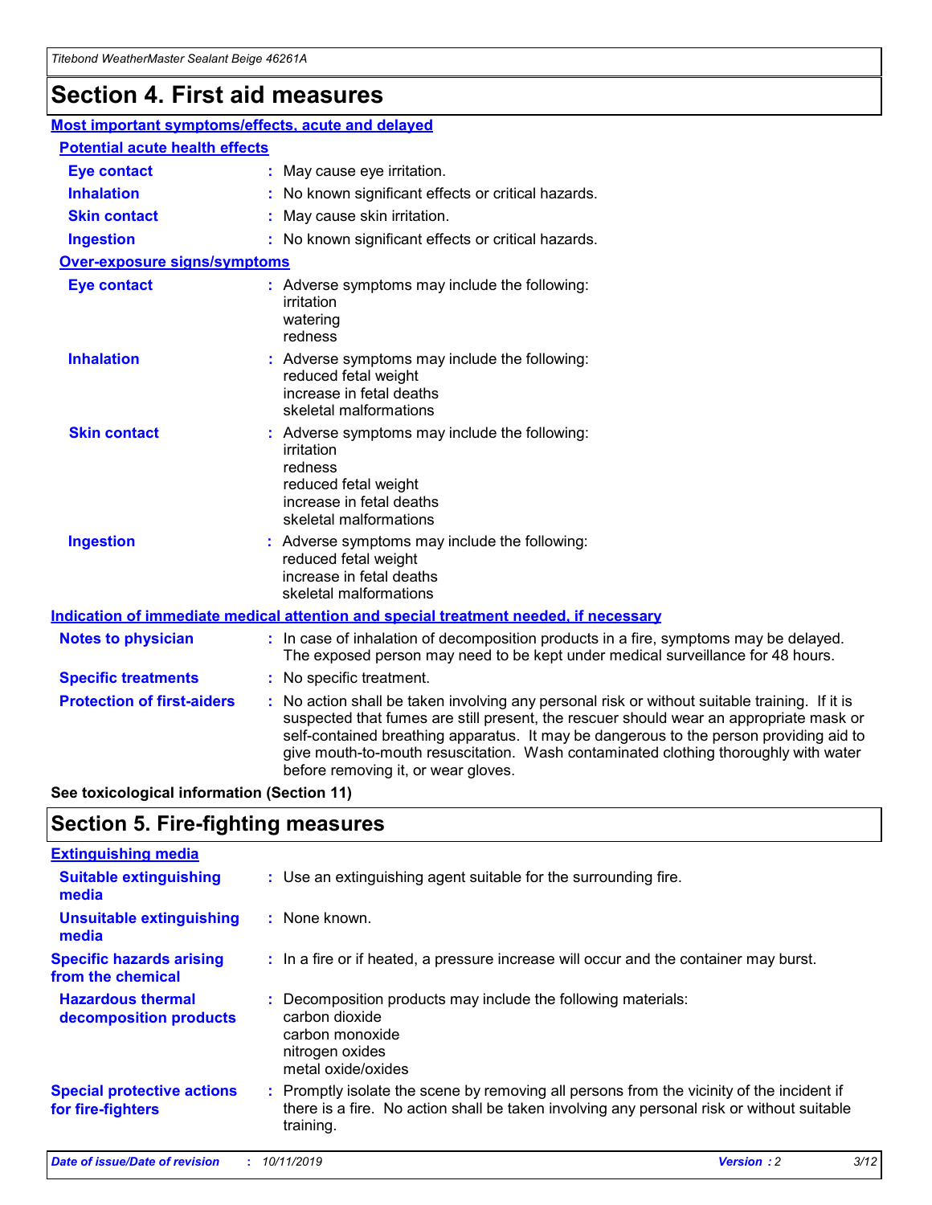# Section 4. First aid measures

## Most important symptoms/effects, acute and delayed

### Potential acute health effects

| | |
|---|---|
| **Eye contact** | May cause eye irritation. |
| **Inhalation** | No known significant effects or critical hazards. |
| **Skin contact** | May cause skin irritation. |
| **Ingestion** | No known significant effects or critical hazards. |

### Over-exposure signs/symptoms

| | |
|---|---|
| **Eye contact** | Adverse symptoms may include the following: irritation, watering, redness |
| **Inhalation** | Adverse symptoms may include the following: reduced fetal weight, increase in fetal deaths, skeletal malformations |
| **Skin contact** | Adverse symptoms may include the following: irritation, redness, reduced fetal weight, increase in fetal deaths, skeletal malformations |
| **Ingestion** | Adverse symptoms may include the following: reduced fetal weight, increase in fetal deaths, skeletal malformations |

## Indication of immediate medical attention and special treatment needed, if necessary

| | |
|---|---|
| **Notes to physician** | In case of inhalation of decomposition products in a fire, symptoms may be delayed. The exposed person may need to be kept under medical surveillance for 48 hours. |
| **Specific treatments** | No specific treatment. |
| **Protection of first-aiders** | No action shall be taken involving any personal risk or without suitable training. If it is suspected that fumes are still present, the rescuer should wear an appropriate mask or self-contained breathing apparatus. It may be dangerous to the person providing aid to give mouth-to-mouth resuscitation. Wash contaminated clothing thoroughly with water before removing it, or wear gloves. |

**See toxicological information (Section 11)**

# Section 5. Fire-fighting measures

## Extinguishing media

| | |
|---|---|
| **Suitable extinguishing media** | Use an extinguishing agent suitable for the surrounding fire. |
| **Unsuitable extinguishing media** | None known. |
| **Specific hazards arising from the chemical** | In a fire or if heated, a pressure increase will occur and the container may burst. |
| **Hazardous thermal decomposition products** | Decomposition products may include the following materials: carbon dioxide, carbon monoxide, nitrogen oxides, metal oxide/oxides |
| **Special protective actions for fire-fighters** | Promptly isolate the scene by removing all persons from the vicinity of the incident if there is a fire. No action shall be taken involving any personal risk or without suitable training. |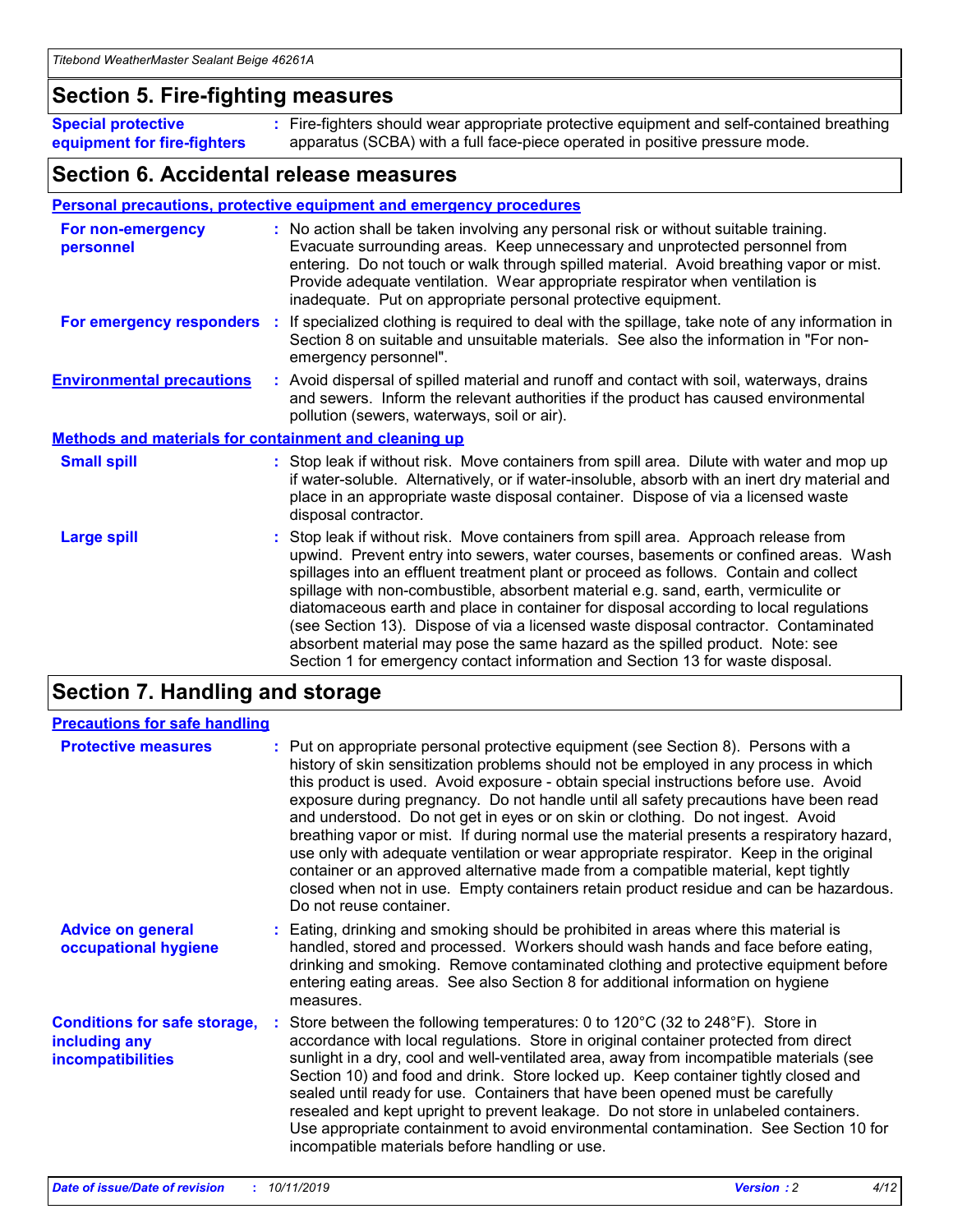## Section 5. Fire-fighting measures

**Special protective equipment for fire-fighters** : Fire-fighters should wear appropriate protective equipment and self-contained breathing apparatus (SCBA) with a full face-piece operated in positive pressure mode.

## Section 6. Accidental release measures

### Personal precautions, protective equipment and emergency procedures

**For non-emergency personnel** : No action shall be taken involving any personal risk or without suitable training. Evacuate surrounding areas. Keep unnecessary and unprotected personnel from entering. Do not touch or walk through spilled material. Avoid breathing vapor or mist. Provide adequate ventilation. Wear appropriate respirator when ventilation is inadequate. Put on appropriate personal protective equipment.

**For emergency responders** : If specialized clothing is required to deal with the spillage, take note of any information in Section 8 on suitable and unsuitable materials. See also the information in "For non-emergency personnel".

**Environmental precautions** : Avoid dispersal of spilled material and runoff and contact with soil, waterways, drains and sewers. Inform the relevant authorities if the product has caused environmental pollution (sewers, waterways, soil or air).

### Methods and materials for containment and cleaning up

**Small spill** : Stop leak if without risk. Move containers from spill area. Dilute with water and mop up if water-soluble. Alternatively, or if water-insoluble, absorb with an inert dry material and place in an appropriate waste disposal container. Dispose of via a licensed waste disposal contractor.

**Large spill** : Stop leak if without risk. Move containers from spill area. Approach release from upwind. Prevent entry into sewers, water courses, basements or confined areas. Wash spillages into an effluent treatment plant or proceed as follows. Contain and collect spillage with non-combustible, absorbent material e.g. sand, earth, vermiculite or diatomaceous earth and place in container for disposal according to local regulations (see Section 13). Dispose of via a licensed waste disposal contractor. Contaminated absorbent material may pose the same hazard as the spilled product. Note: see Section 1 for emergency contact information and Section 13 for waste disposal.

## Section 7. Handling and storage

### Precautions for safe handling

**Protective measures** : Put on appropriate personal protective equipment (see Section 8). Persons with a history of skin sensitization problems should not be employed in any process in which this product is used. Avoid exposure - obtain special instructions before use. Avoid exposure during pregnancy. Do not handle until all safety precautions have been read and understood. Do not get in eyes or on skin or clothing. Do not ingest. Avoid breathing vapor or mist. If during normal use the material presents a respiratory hazard, use only with adequate ventilation or wear appropriate respirator. Keep in the original container or an approved alternative made from a compatible material, kept tightly closed when not in use. Empty containers retain product residue and can be hazardous. Do not reuse container.

**Advice on general occupational hygiene** : Eating, drinking and smoking should be prohibited in areas where this material is handled, stored and processed. Workers should wash hands and face before eating, drinking and smoking. Remove contaminated clothing and protective equipment before entering eating areas. See also Section 8 for additional information on hygiene measures.

**Conditions for safe storage, including any incompatibilities** : Store between the following temperatures: 0 to 120°C (32 to 248°F). Store in accordance with local regulations. Store in original container protected from direct sunlight in a dry, cool and well-ventilated area, away from incompatible materials (see Section 10) and food and drink. Store locked up. Keep container tightly closed and sealed until ready for use. Containers that have been opened must be carefully resealed and kept upright to prevent leakage. Do not store in unlabeled containers. Use appropriate containment to avoid environmental contamination. See Section 10 for incompatible materials before handling or use.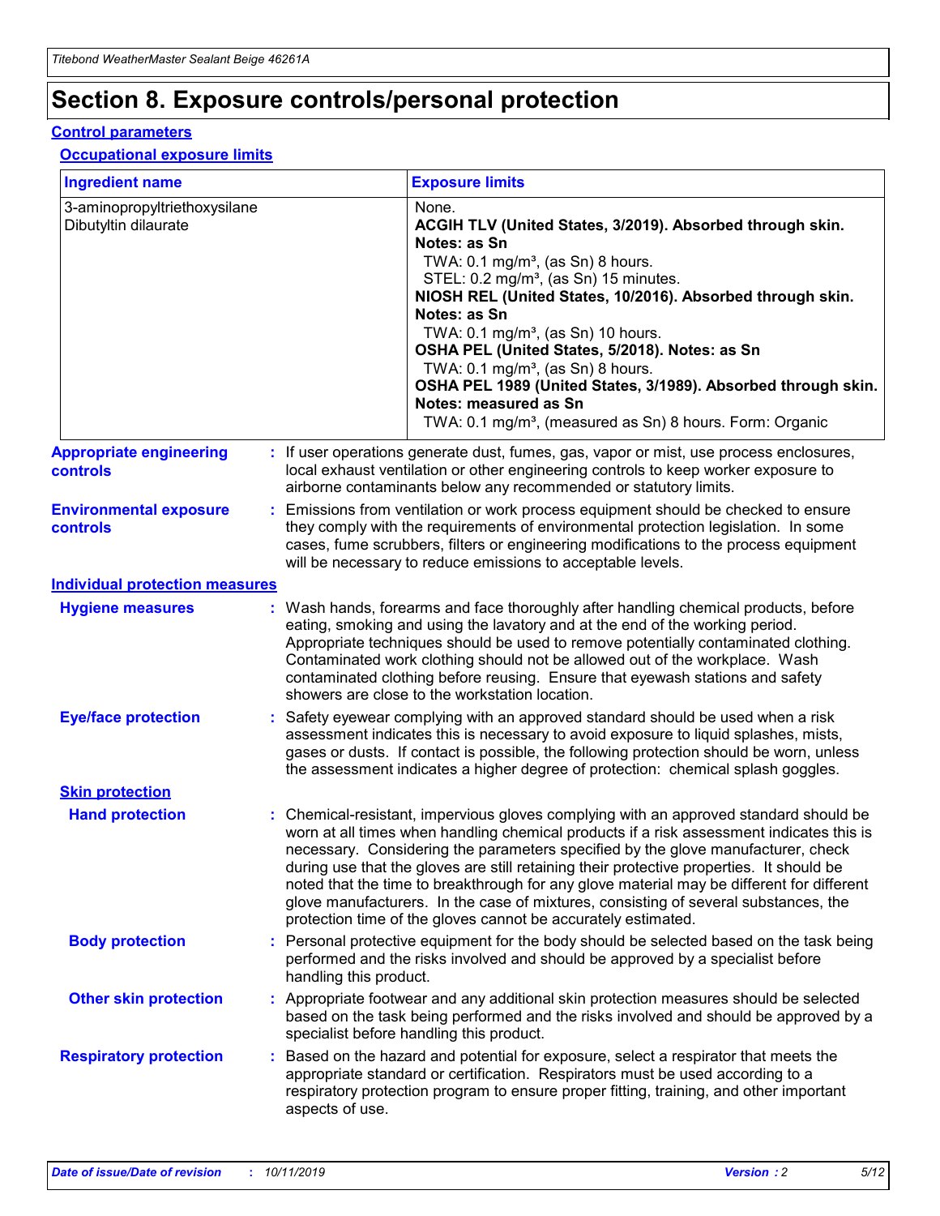# Section 8. Exposure controls/personal protection

## Control parameters

### Occupational exposure limits

| Ingredient name | Exposure limits |
| --- | --- |
| 3-aminopropyltriethoxysilane | None. |
| Dibutyltin dilaurate | **ACGIH TLV (United States, 3/2019). Absorbed through skin. Notes: as Sn**<br>TWA: 0.1 mg/m³, (as Sn) 8 hours.<br>STEL: 0.2 mg/m³, (as Sn) 15 minutes.<br>**NIOSH REL (United States, 10/2016). Absorbed through skin. Notes: as Sn**<br>TWA: 0.1 mg/m³, (as Sn) 10 hours.<br>**OSHA PEL (United States, 5/2018). Notes: as Sn**<br>TWA: 0.1 mg/m³, (as Sn) 8 hours.<br>**OSHA PEL 1989 (United States, 3/1989). Absorbed through skin. Notes: measured as Sn**<br>TWA: 0.1 mg/m³, (measured as Sn) 8 hours. Form: Organic |

**Appropriate engineering controls** : If user operations generate dust, fumes, gas, vapor or mist, use process enclosures, local exhaust ventilation or other engineering controls to keep worker exposure to airborne contaminants below any recommended or statutory limits.

**Environmental exposure controls** : Emissions from ventilation or work process equipment should be checked to ensure they comply with the requirements of environmental protection legislation. In some cases, fume scrubbers, filters or engineering modifications to the process equipment will be necessary to reduce emissions to acceptable levels.

## Individual protection measures

**Hygiene measures** : Wash hands, forearms and face thoroughly after handling chemical products, before eating, smoking and using the lavatory and at the end of the working period. Appropriate techniques should be used to remove potentially contaminated clothing. Contaminated work clothing should not be allowed out of the workplace. Wash contaminated clothing before reusing. Ensure that eyewash stations and safety showers are close to the workstation location.

**Eye/face protection** : Safety eyewear complying with an approved standard should be used when a risk assessment indicates this is necessary to avoid exposure to liquid splashes, mists, gases or dusts. If contact is possible, the following protection should be worn, unless the assessment indicates a higher degree of protection: chemical splash goggles.

### Skin protection

**Hand protection** : Chemical-resistant, impervious gloves complying with an approved standard should be worn at all times when handling chemical products if a risk assessment indicates this is necessary. Considering the parameters specified by the glove manufacturer, check during use that the gloves are still retaining their protective properties. It should be noted that the time to breakthrough for any glove material may be different for different glove manufacturers. In the case of mixtures, consisting of several substances, the protection time of the gloves cannot be accurately estimated.

**Body protection** : Personal protective equipment for the body should be selected based on the task being performed and the risks involved and should be approved by a specialist before handling this product.

**Other skin protection** : Appropriate footwear and any additional skin protection measures should be selected based on the task being performed and the risks involved and should be approved by a specialist before handling this product.

**Respiratory protection** : Based on the hazard and potential for exposure, select a respirator that meets the appropriate standard or certification. Respirators must be used according to a respiratory protection program to ensure proper fitting, training, and other important aspects of use.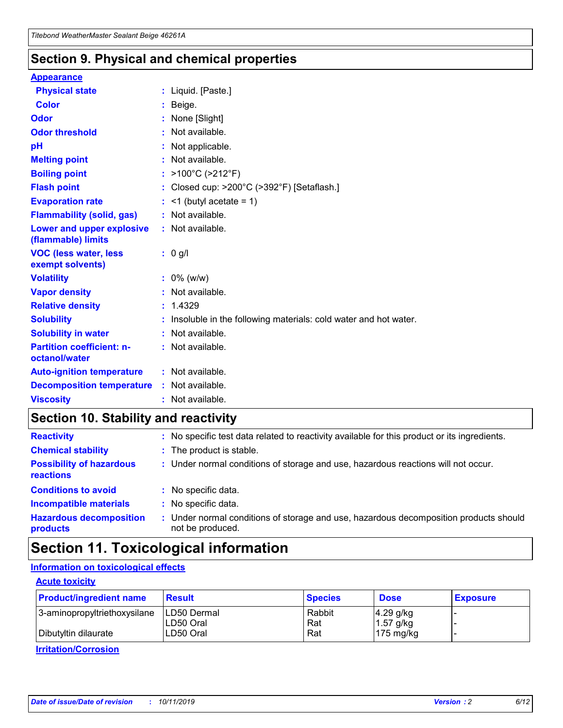## Section 9. Physical and chemical properties

### Appearance

- **Physical state** : Liquid. [Paste.]
- **Color** : Beige.
- **Odor** : None [Slight]
- **Odor threshold** : Not available.
- **pH** : Not applicable.
- **Melting point** : Not available.
- **Boiling point** : >100°C (>212°F)
- **Flash point** : Closed cup: >200°C (>392°F) [Setaflash.]
- **Evaporation rate** : <1 (butyl acetate = 1)
- **Flammability (solid, gas)** : Not available.
- **Lower and upper explosive (flammable) limits** : Not available.
- **VOC (less water, less exempt solvents)** : 0 g/l
- **Volatility** : 0% (w/w)
- **Vapor density** : Not available.
- **Relative density** : 1.4329
- **Solubility** : Insoluble in the following materials: cold water and hot water.
- **Solubility in water** : Not available.
- **Partition coefficient: n-octanol/water** : Not available.
- **Auto-ignition temperature** : Not available.
- **Decomposition temperature** : Not available.
- **Viscosity** : Not available.

## Section 10. Stability and reactivity

- **Reactivity** : No specific test data related to reactivity available for this product or its ingredients.
- **Chemical stability** : The product is stable.
- **Possibility of hazardous reactions** : Under normal conditions of storage and use, hazardous reactions will not occur.
- **Conditions to avoid** : No specific data.
- **Incompatible materials** : No specific data.
- **Hazardous decomposition products** : Under normal conditions of storage and use, hazardous decomposition products should not be produced.

## Section 11. Toxicological information

### Information on toxicological effects

#### Acute toxicity

| Product/ingredient name | Result | Species | Dose | Exposure |
|---|---|---|---|---|
| 3-aminopropyltriethoxysilane | LD50 Dermal | Rabbit | 4.29 g/kg | - |
| | LD50 Oral | Rat | 1.57 g/kg | - |
| Dibutyltin dilaurate | LD50 Oral | Rat | 175 mg/kg | - |

#### Irritation/Corrosion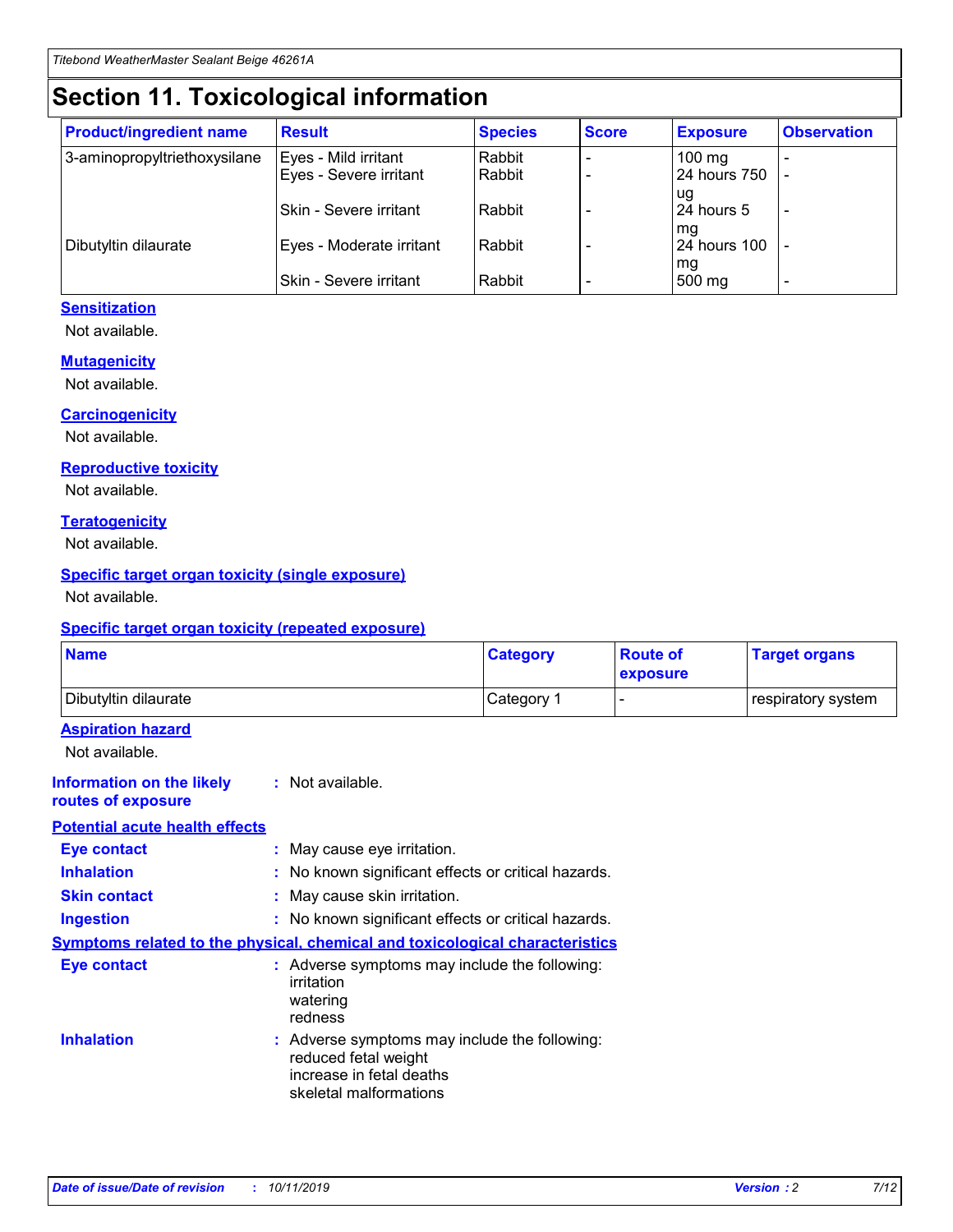# Section 11. Toxicological information

| Product/ingredient name | Result | Species | Score | Exposure | Observation |
|---|---|---|---|---|---|
| 3-aminopropyltriethoxysilane | Eyes - Mild irritant | Rabbit | - | 100 mg | - |
| | Eyes - Severe irritant | Rabbit | - | 24 hours 750 ug | - |
| | Skin - Severe irritant | Rabbit | - | 24 hours 5 mg | - |
| Dibutyltin dilaurate | Eyes - Moderate irritant | Rabbit | - | 24 hours 100 mg | - |
| | Skin - Severe irritant | Rabbit | - | 500 mg | - |

### Sensitization

Not available.

### Mutagenicity

Not available.

### Carcinogenicity

Not available.

### Reproductive toxicity

Not available.

### Teratogenicity

Not available.

### Specific target organ toxicity (single exposure)

Not available.

### Specific target organ toxicity (repeated exposure)

| Name | Category | Route of exposure | Target organs |
|---|---|---|---|
| Dibutyltin dilaurate | Category 1 | - | respiratory system |

### Aspiration hazard

Not available.

**Information on the likely routes of exposure** : Not available.

### Potential acute health effects

**Eye contact** : May cause eye irritation.

**Inhalation** : No known significant effects or critical hazards.

**Skin contact** : May cause skin irritation.

**Ingestion** : No known significant effects or critical hazards.

### Symptoms related to the physical, chemical and toxicological characteristics

**Eye contact** : Adverse symptoms may include the following:
irritation
watering
redness

**Inhalation** : Adverse symptoms may include the following:
reduced fetal weight
increase in fetal deaths
skeletal malformations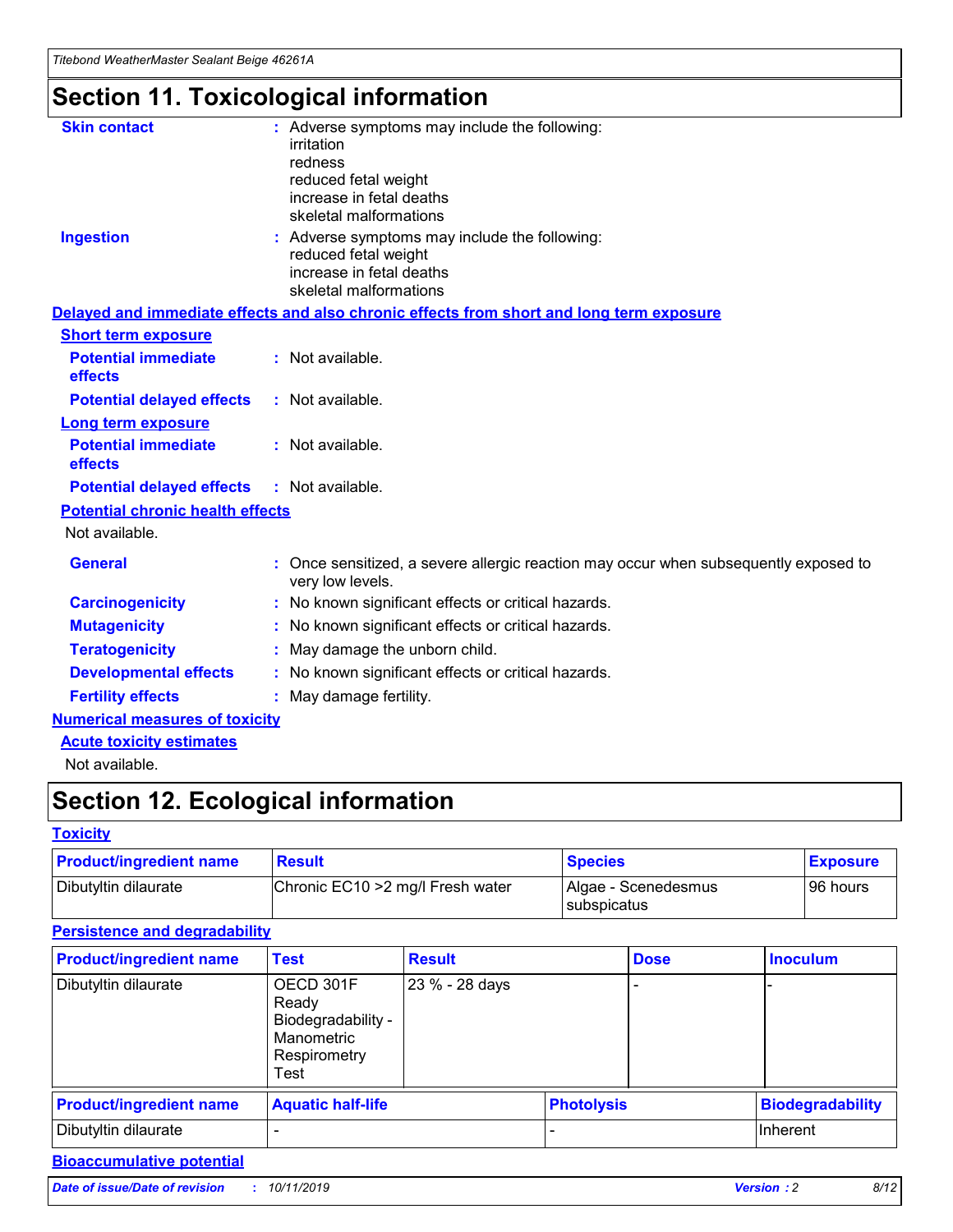# Section 11. Toxicological information

**Skin contact** : Adverse symptoms may include the following:
irritation
redness
reduced fetal weight
increase in fetal deaths
skeletal malformations

**Ingestion** : Adverse symptoms may include the following:
reduced fetal weight
increase in fetal deaths
skeletal malformations

## Delayed and immediate effects and also chronic effects from short and long term exposure

### Short term exposure

**Potential immediate effects** : Not available.

**Potential delayed effects** : Not available.

### Long term exposure

**Potential immediate effects** : Not available.

**Potential delayed effects** : Not available.

### Potential chronic health effects

Not available.

**General** : Once sensitized, a severe allergic reaction may occur when subsequently exposed to very low levels.

**Carcinogenicity** : No known significant effects or critical hazards.

**Mutagenicity** : No known significant effects or critical hazards.

**Teratogenicity** : May damage the unborn child.

**Developmental effects** : No known significant effects or critical hazards.

**Fertility effects** : May damage fertility.

## Numerical measures of toxicity

### Acute toxicity estimates

Not available.

# Section 12. Ecological information

## Toxicity

| Product/ingredient name | Result | Species | Exposure |
|---|---|---|---|
| Dibutyltin dilaurate | Chronic EC10 >2 mg/l Fresh water | Algae - Scenedesmus subspicatus | 96 hours |

## Persistence and degradability

| Product/ingredient name | Test | Result | Dose | Inoculum |
|---|---|---|---|---|
| Dibutyltin dilaurate | OECD 301F Ready Biodegradability - Manometric Respirometry Test | 23 % - 28 days | - | - |

| Product/ingredient name | Aquatic half-life | Photolysis | Biodegradability |
|---|---|---|---|
| Dibutyltin dilaurate | - | - | Inherent |

## Bioaccumulative potential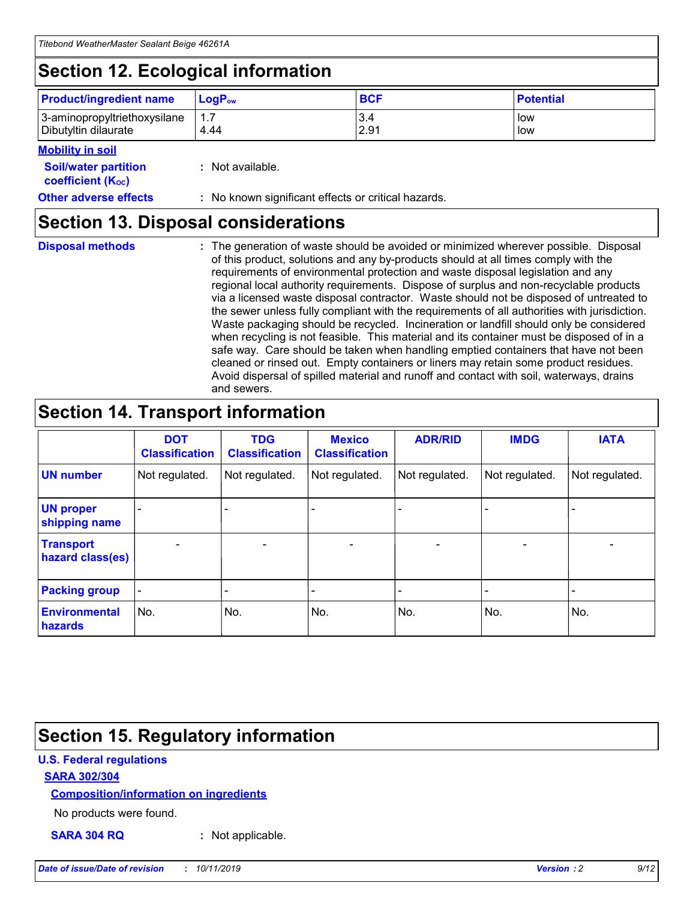## Section 12. Ecological information

| Product/ingredient name | $LogP_{ow}$ | BCF | Potential |
| --- | --- | --- | --- |
| 3-aminopropyltriethoxysilane | 1.7 | 3.4 | low |
| Dibutyltin dilaurate | 4.44 | 2.91 | low |

**Mobility in soil**

**Soil/water partition coefficient ($K_{OC}$)** : Not available.

**Other adverse effects** : No known significant effects or critical hazards.

## Section 13. Disposal considerations

**Disposal methods** : The generation of waste should be avoided or minimized wherever possible. Disposal of this product, solutions and any by-products should at all times comply with the requirements of environmental protection and waste disposal legislation and any regional local authority requirements. Dispose of surplus and non-recyclable products via a licensed waste disposal contractor. Waste should not be disposed of untreated to the sewer unless fully compliant with the requirements of all authorities with jurisdiction. Waste packaging should be recycled. Incineration or landfill should only be considered when recycling is not feasible. This material and its container must be disposed of in a safe way. Care should be taken when handling emptied containers that have not been cleaned or rinsed out. Empty containers or liners may retain some product residues. Avoid dispersal of spilled material and runoff and contact with soil, waterways, drains and sewers.

## Section 14. Transport information

| | DOT Classification | TDG Classification | Mexico Classification | ADR/RID | IMDG | IATA |
| --- | --- | --- | --- | --- | --- | --- |
| UN number | Not regulated. | Not regulated. | Not regulated. | Not regulated. | Not regulated. | Not regulated. |
| UN proper shipping name | - | - | - | - | - | - |
| Transport hazard class(es) | - | - | - | - | - | - |
| Packing group | - | - | - | - | - | - |
| Environmental hazards | No. | No. | No. | No. | No. | No. |

## Section 15. Regulatory information

**U.S. Federal regulations**

**SARA 302/304**

**Composition/information on ingredients**

No products were found.

**SARA 304 RQ** : Not applicable.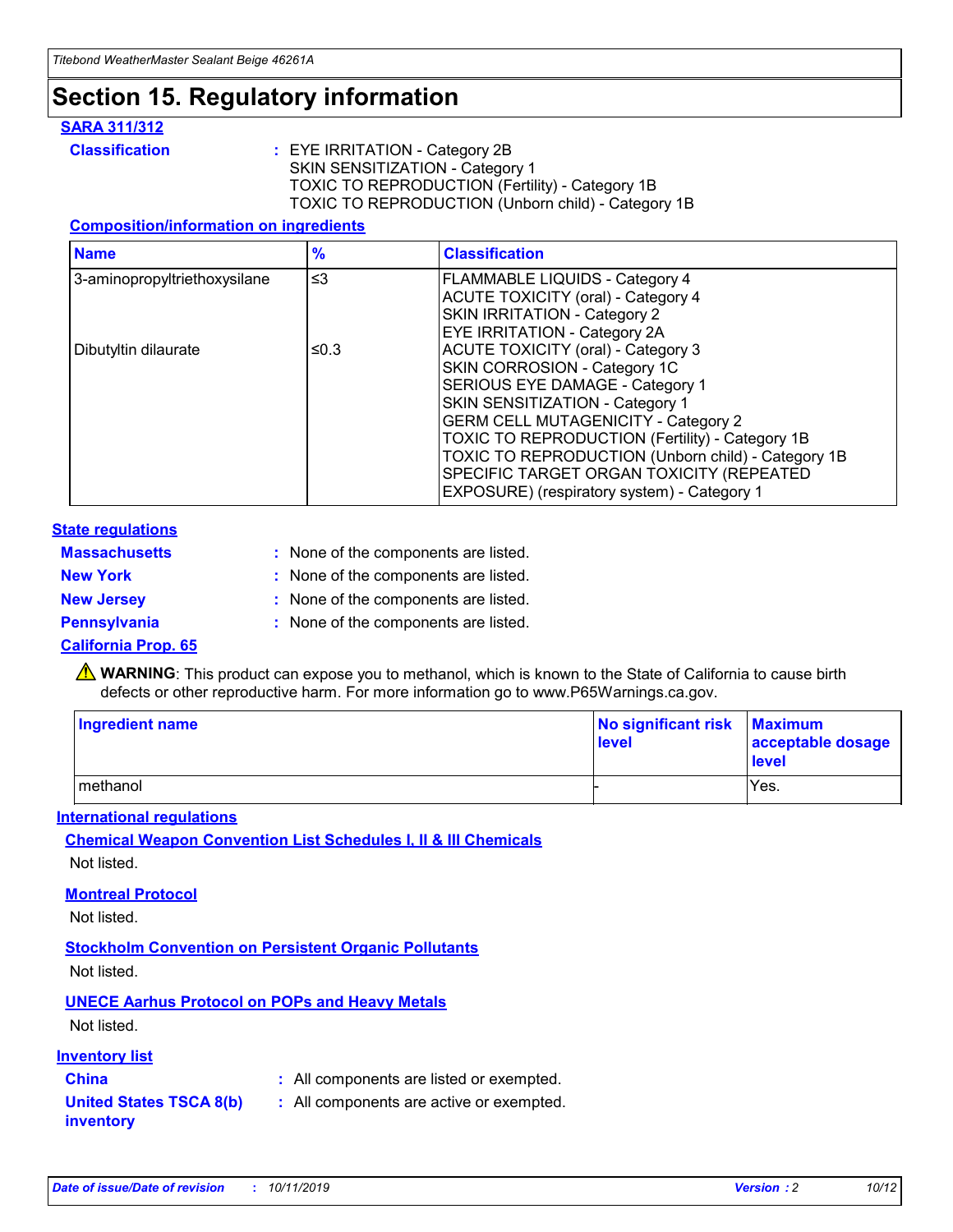# Section 15. Regulatory information

## SARA 311/312

**Classification** : EYE IRRITATION - Category 2B
SKIN SENSITIZATION - Category 1
TOXIC TO REPRODUCTION (Fertility) - Category 1B
TOXIC TO REPRODUCTION (Unborn child) - Category 1B

### Composition/information on ingredients

| Name | % | Classification |
|---|---|---|
| 3-aminopropyltriethoxysilane | ≤3 | FLAMMABLE LIQUIDS - Category 4<br>ACUTE TOXICITY (oral) - Category 4<br>SKIN IRRITATION - Category 2<br>EYE IRRITATION - Category 2A |
| Dibutyltin dilaurate | ≤0.3 | ACUTE TOXICITY (oral) - Category 3<br>SKIN CORROSION - Category 1C<br>SERIOUS EYE DAMAGE - Category 1<br>SKIN SENSITIZATION - Category 1<br>GERM CELL MUTAGENICITY - Category 2<br>TOXIC TO REPRODUCTION (Fertility) - Category 1B<br>TOXIC TO REPRODUCTION (Unborn child) - Category 1B<br>SPECIFIC TARGET ORGAN TOXICITY (REPEATED EXPOSURE) (respiratory system) - Category 1 |

## State regulations

**Massachusetts** : None of the components are listed.

**New York** : None of the components are listed.

**New Jersey** : None of the components are listed.

**Pennsylvania** : None of the components are listed.

### California Prop. 65

⚠ **WARNING**: This product can expose you to methanol, which is known to the State of California to cause birth defects or other reproductive harm. For more information go to www.P65Warnings.ca.gov.

| Ingredient name | No significant risk level | Maximum acceptable dosage level |
|---|---|---|
| methanol | - | Yes. |

## International regulations

### Chemical Weapon Convention List Schedules I, II & III Chemicals

Not listed.

### Montreal Protocol

Not listed.

### Stockholm Convention on Persistent Organic Pollutants

Not listed.

### UNECE Aarhus Protocol on POPs and Heavy Metals

Not listed.

## Inventory list

**China** : All components are listed or exempted.

**United States TSCA 8(b) inventory** : All components are active or exempted.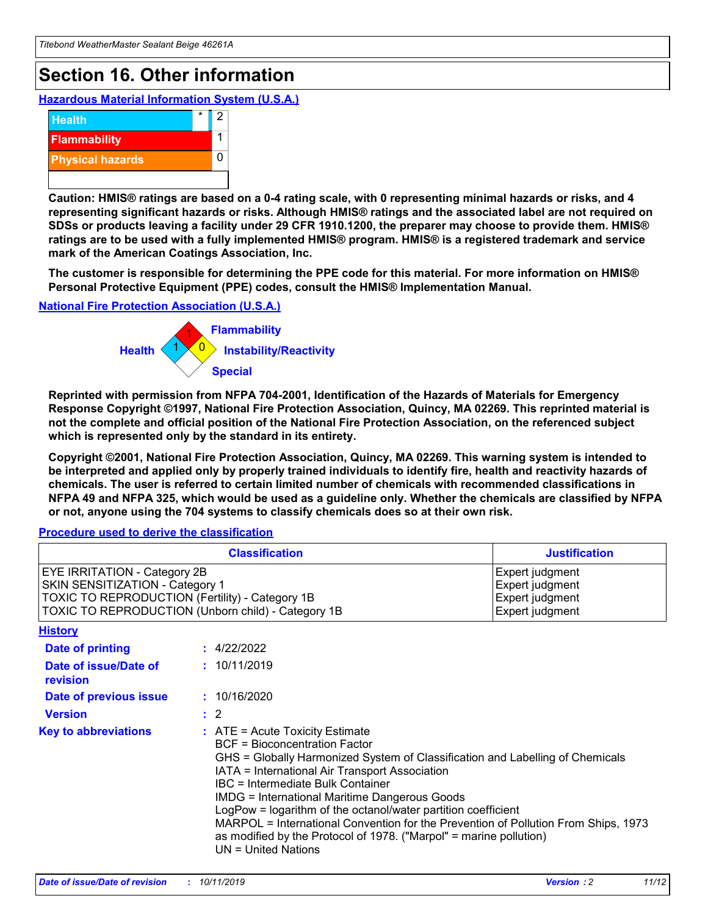# Section 16. Other information

### Hazardous Material Information System (U.S.A.)

| | | |
|---|---|---|
| Health | * | 2 |
| Flammability | | 1 |
| Physical hazards | | 0 |
| | | |

**Caution: HMIS® ratings are based on a 0-4 rating scale, with 0 representing minimal hazards or risks, and 4 representing significant hazards or risks. Although HMIS® ratings and the associated label are not required on SDSs or products leaving a facility under 29 CFR 1910.1200, the preparer may choose to provide them. HMIS® ratings are to be used with a fully implemented HMIS® program. HMIS® is a registered trademark and service mark of the American Coatings Association, Inc.**

**The customer is responsible for determining the PPE code for this material. For more information on HMIS® Personal Protective Equipment (PPE) codes, consult the HMIS® Implementation Manual.**

### National Fire Protection Association (U.S.A.)

Flammability: 1
Health: 1
Instability/Reactivity: 0
Special:

**Reprinted with permission from NFPA 704-2001, Identification of the Hazards of Materials for Emergency Response Copyright ©1997, National Fire Protection Association, Quincy, MA 02269. This reprinted material is not the complete and official position of the National Fire Protection Association, on the referenced subject which is represented only by the standard in its entirety.**

**Copyright ©2001, National Fire Protection Association, Quincy, MA 02269. This warning system is intended to be interpreted and applied only by properly trained individuals to identify fire, health and reactivity hazards of chemicals. The user is referred to certain limited number of chemicals with recommended classifications in NFPA 49 and NFPA 325, which would be used as a guideline only. Whether the chemicals are classified by NFPA or not, anyone using the 704 systems to classify chemicals does so at their own risk.**

### Procedure used to derive the classification

| Classification | Justification |
|---|---|
| EYE IRRITATION - Category 2B | Expert judgment |
| SKIN SENSITIZATION - Category 1 | Expert judgment |
| TOXIC TO REPRODUCTION (Fertility) - Category 1B | Expert judgment |
| TOXIC TO REPRODUCTION (Unborn child) - Category 1B | Expert judgment |

### History

**Date of printing** : 4/22/2022

**Date of issue/Date of revision** : 10/11/2019

**Date of previous issue** : 10/16/2020

**Version** : 2

**Key to abbreviations** : ATE = Acute Toxicity Estimate
BCF = Bioconcentration Factor
GHS = Globally Harmonized System of Classification and Labelling of Chemicals
IATA = International Air Transport Association
IBC = Intermediate Bulk Container
IMDG = International Maritime Dangerous Goods
LogPow = logarithm of the octanol/water partition coefficient
MARPOL = International Convention for the Prevention of Pollution From Ships, 1973 as modified by the Protocol of 1978. ("Marpol" = marine pollution)
UN = United Nations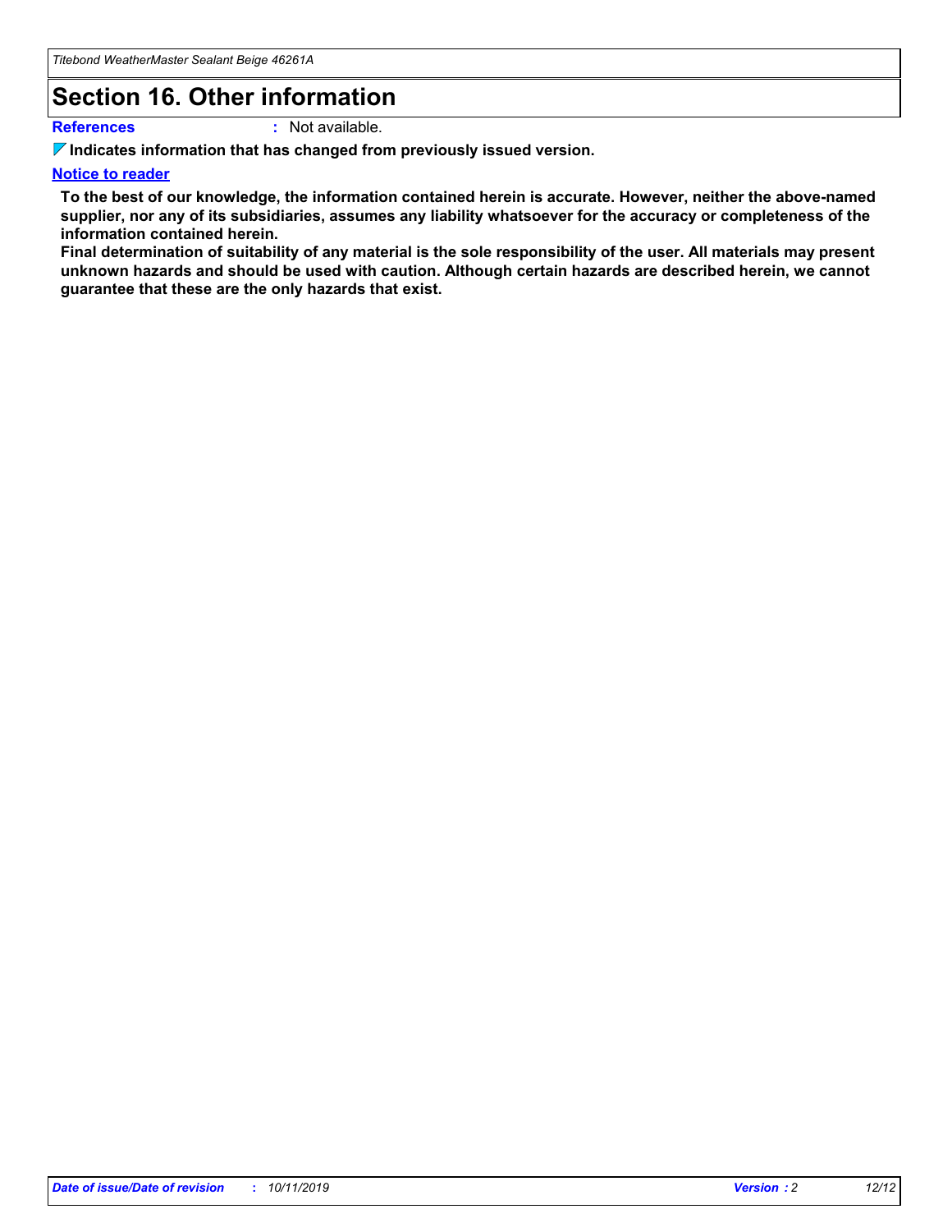# Section 16. Other information

**References** : Not available.

**Indicates information that has changed from previously issued version.**

**Notice to reader**

**To the best of our knowledge, the information contained herein is accurate. However, neither the above-named supplier, nor any of its subsidiaries, assumes any liability whatsoever for the accuracy or completeness of the information contained herein.**

**Final determination of suitability of any material is the sole responsibility of the user. All materials may present unknown hazards and should be used with caution. Although certain hazards are described herein, we cannot guarantee that these are the only hazards that exist.**